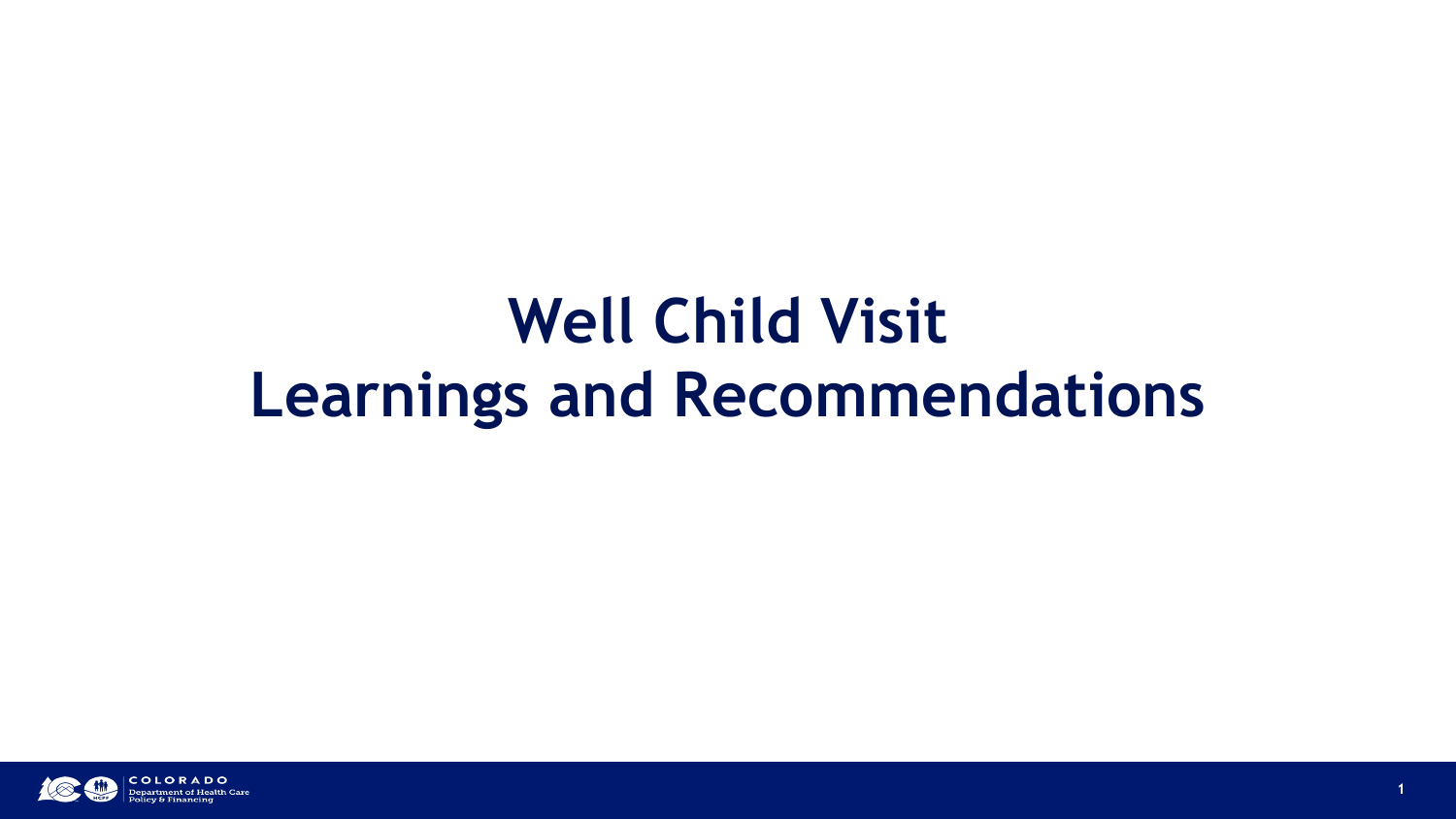# Well Child Visit Learnings and Recommendations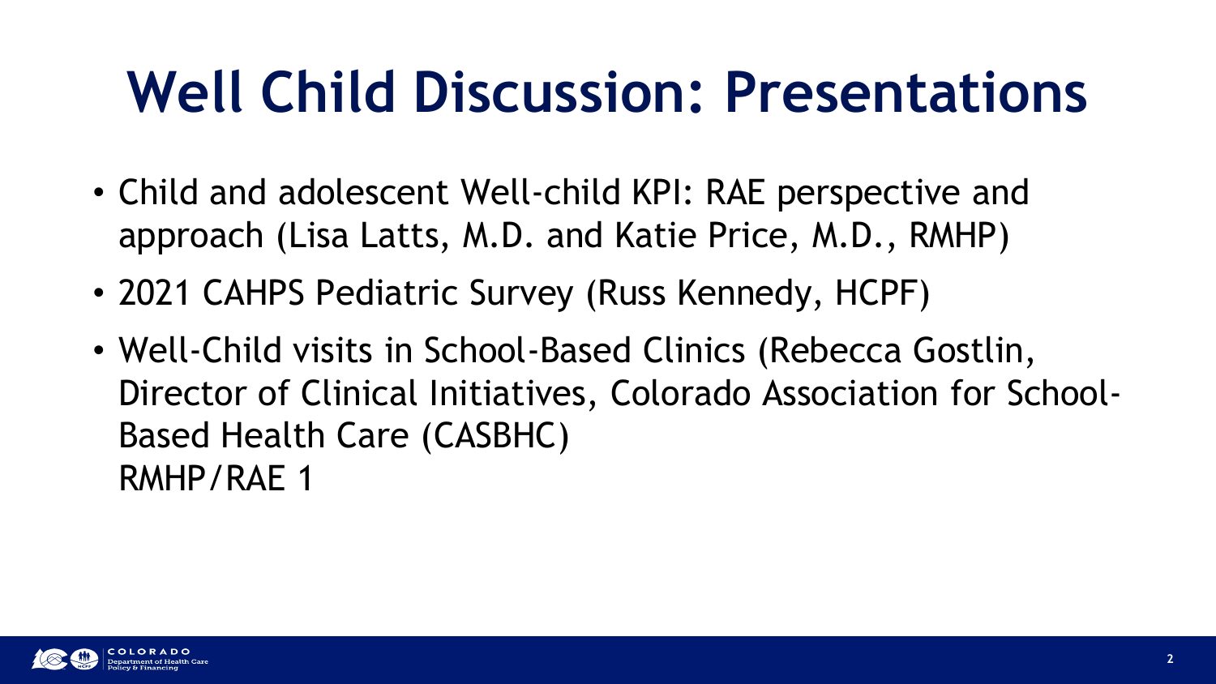# Well Child Discussion: Presentations

- Child and adolescent Well-child KPI: RAE perspective and approach (Lisa Latts, M.D. and Katie Price, M.D., RMHP)
- 2021 CAHPS Pediatric Survey (Russ Kennedy, HCPF)
- Well-Child visits in School-Based Clinics (Rebecca Gostlin, Director of Clinical Initiatives, Colorado Association for School-Based Health Care (CASBHC)
  RMHP/RAE 1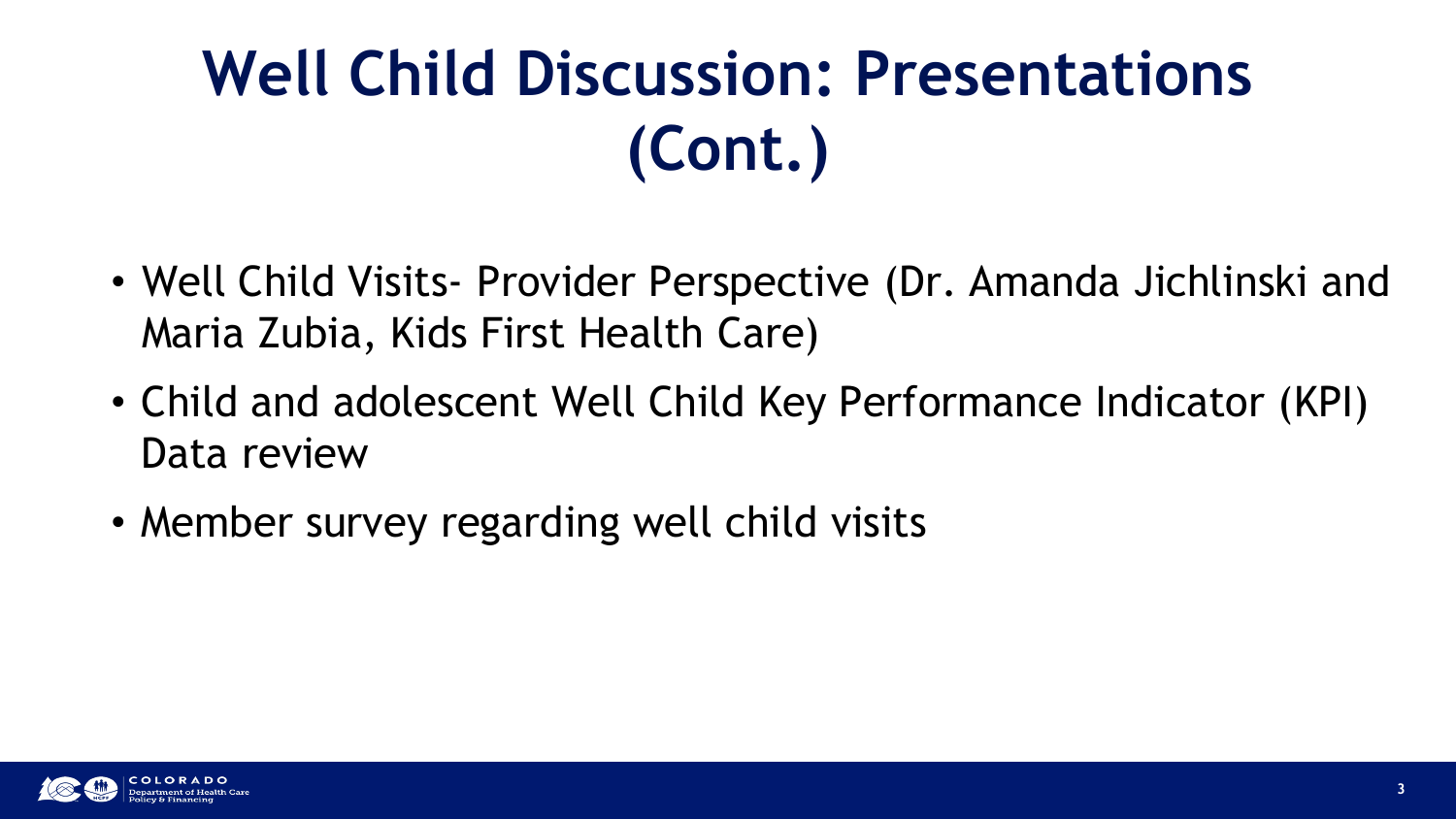# Well Child Discussion: Presentations (Cont.)

- Well Child Visits- Provider Perspective (Dr. Amanda Jichlinski and Maria Zubia, Kids First Health Care)
- Child and adolescent Well Child Key Performance Indicator (KPI) Data review
- Member survey regarding well child visits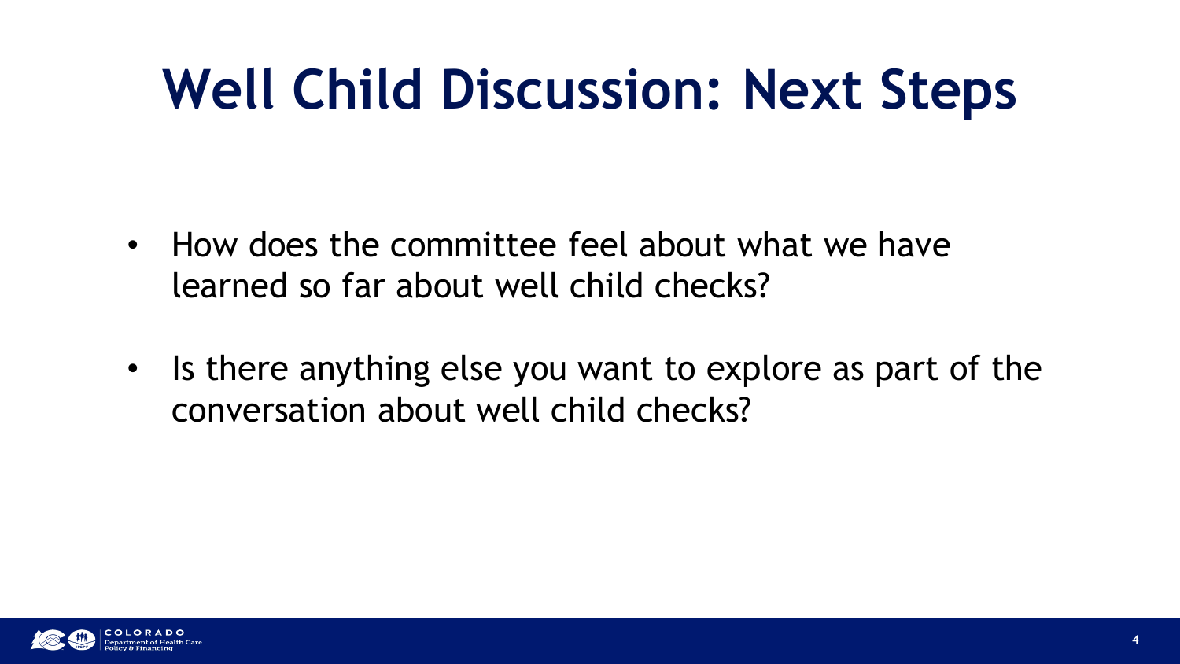# Well Child Discussion: Next Steps

- How does the committee feel about what we have learned so far about well child checks?
- Is there anything else you want to explore as part of the conversation about well child checks?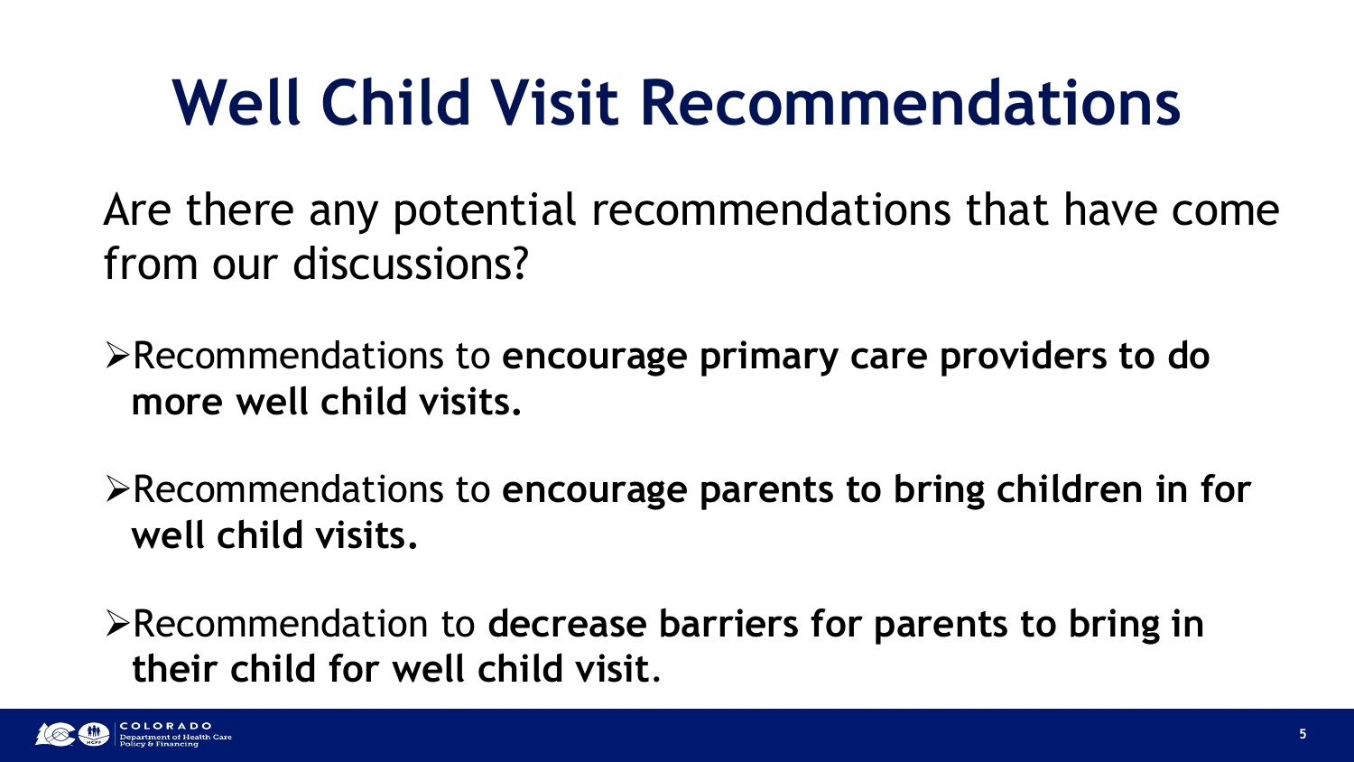# Well Child Visit Recommendations

Are there any potential recommendations that have come from our discussions?

- Recommendations to **encourage primary care providers to do more well child visits.**
- Recommendations to **encourage parents to bring children in for well child visits.**
- Recommendation to **decrease barriers for parents to bring in their child for well child visit**.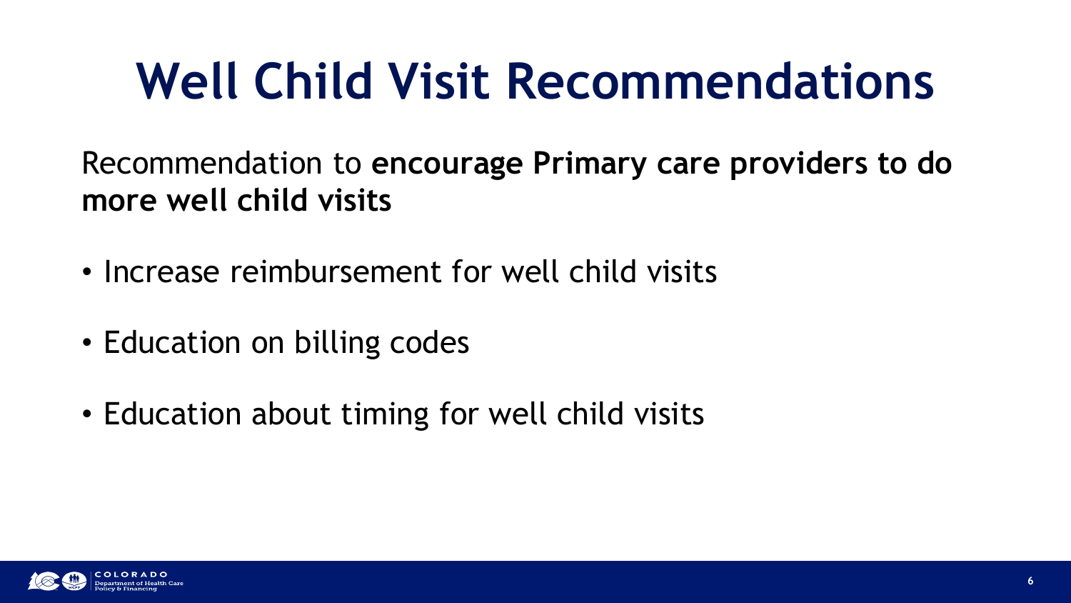# Well Child Visit Recommendations

Recommendation to **encourage Primary care providers to do more well child visits**

- Increase reimbursement for well child visits
- Education on billing codes
- Education about timing for well child visits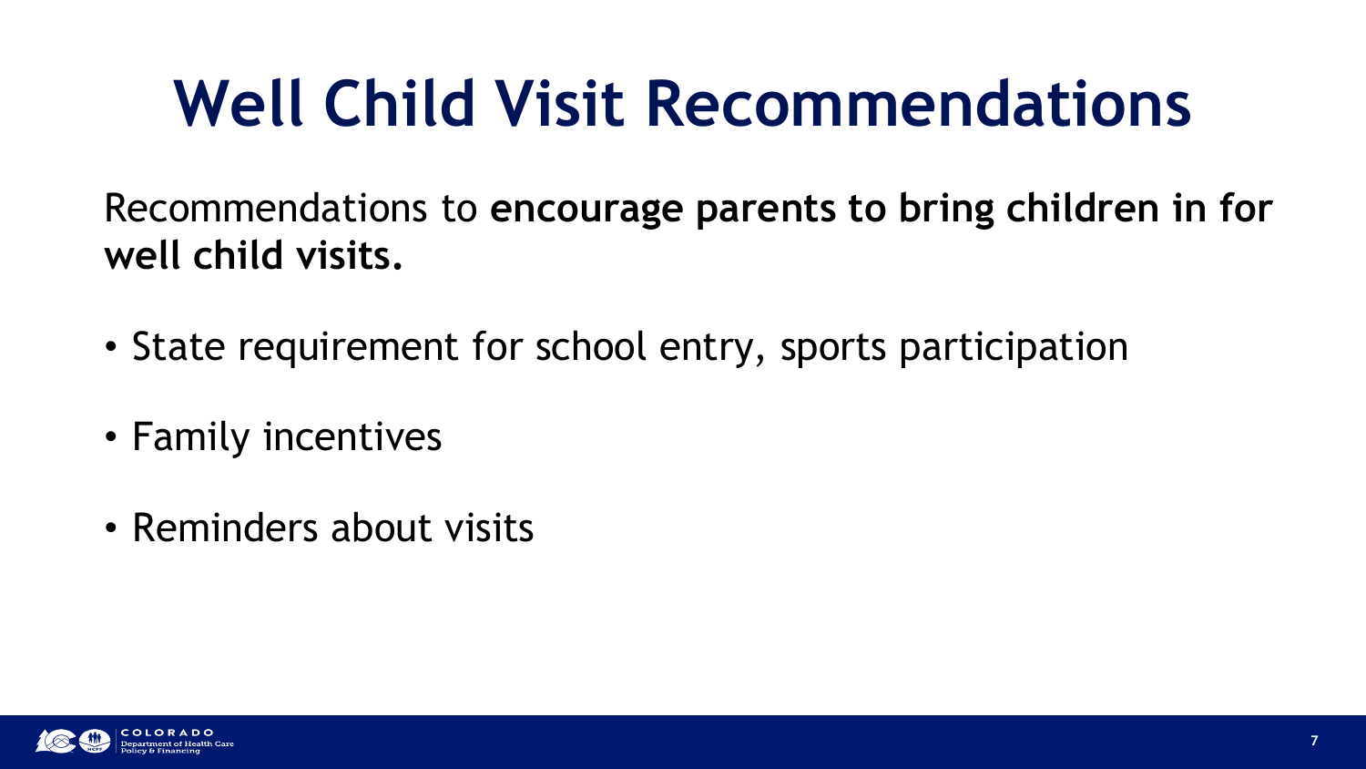# Well Child Visit Recommendations

Recommendations to **encourage parents to bring children in for well child visits.**

- State requirement for school entry, sports participation
- Family incentives
- Reminders about visits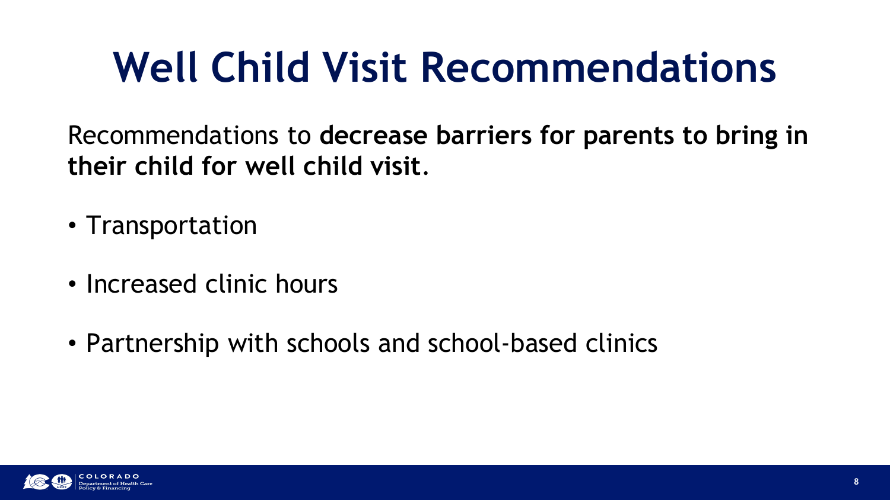# Well Child Visit Recommendations

Recommendations to **decrease barriers for parents to bring in their child for well child visit**.

- Transportation
- Increased clinic hours
- Partnership with schools and school-based clinics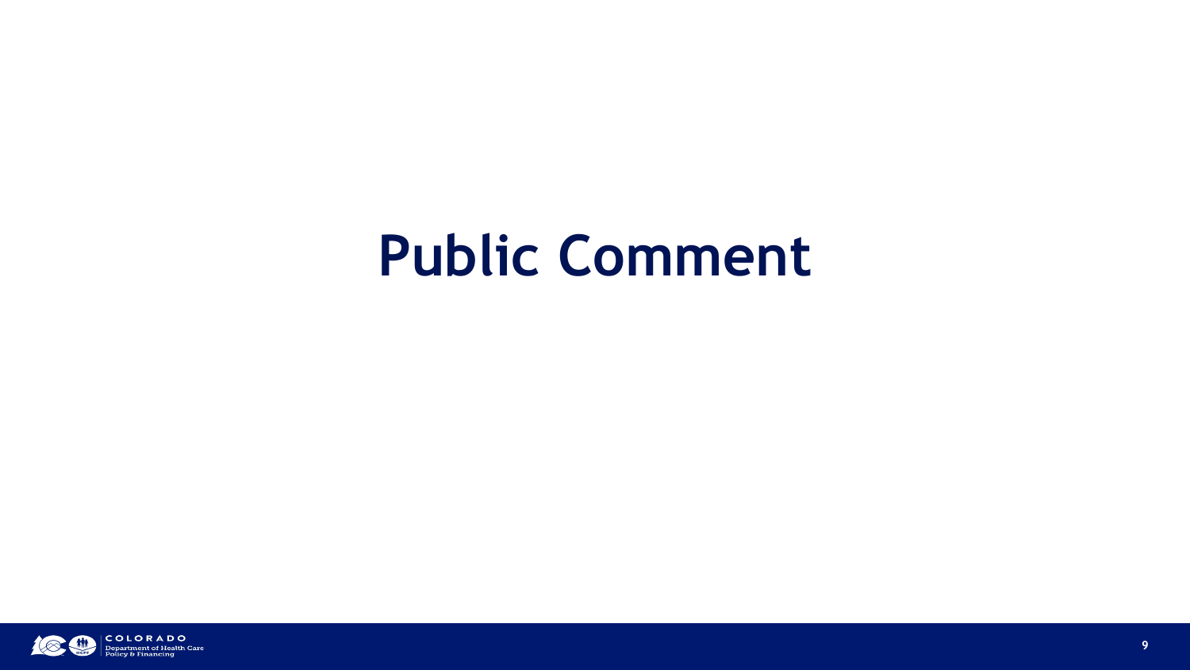# Public Comment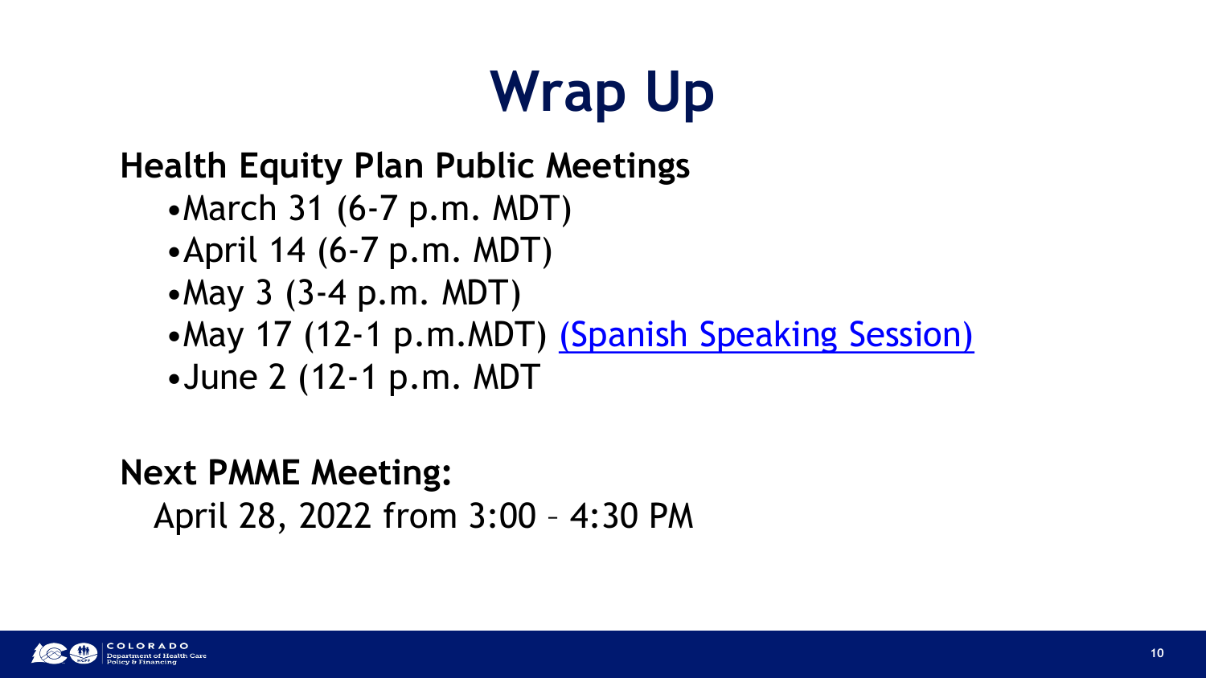# Wrap Up

**Health Equity Plan Public Meetings**

- March 31 (6-7 p.m. MDT)
- April 14 (6-7 p.m. MDT)
- May 3 (3-4 p.m. MDT)
- May 17 (12-1 p.m.MDT) (Spanish Speaking Session)
- June 2 (12-1 p.m. MDT

**Next PMME Meeting:**

April 28, 2022 from 3:00 – 4:30 PM